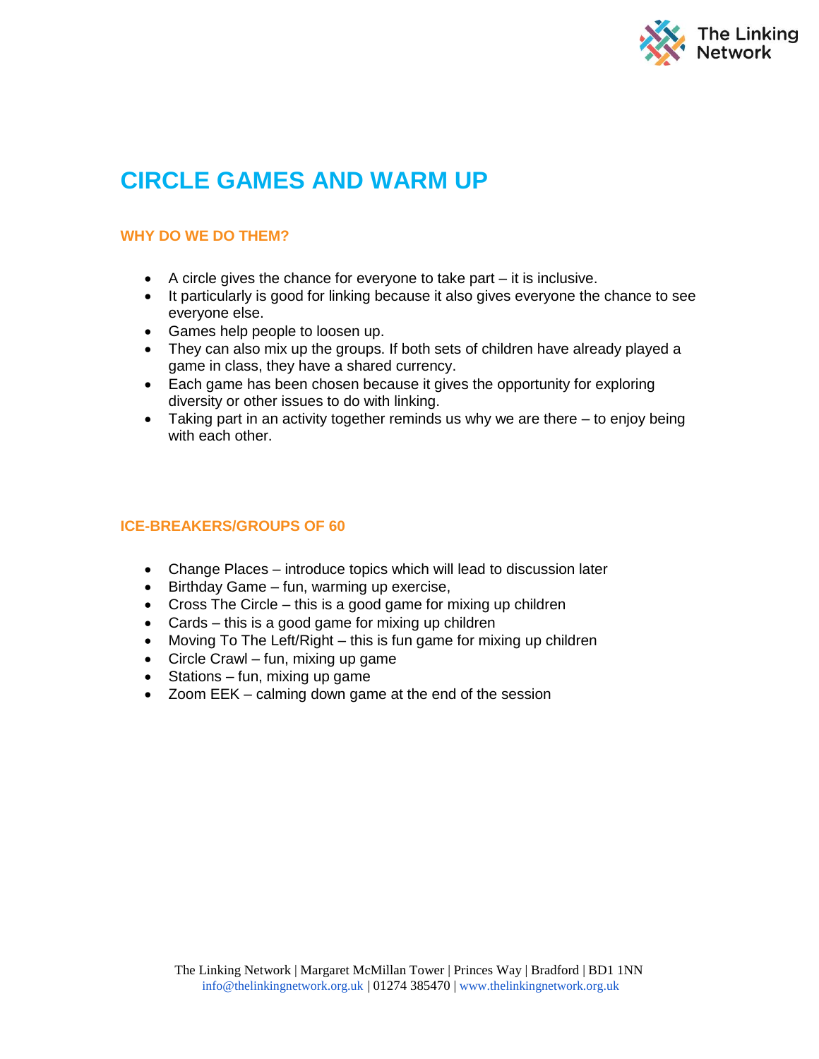# CIRCLE GAMES AND WARM UP

## WHY DO WE DO THEM?

- A circle gives the chance for everyone to take part – it is inclusive.
- It particularly is good for linking because it also gives everyone the chance to see everyone else.
- Games help people to loosen up.
- They can also mix up the groups. If both sets of children have already played a game in class, they have a shared currency.
- Each game has been chosen because it gives the opportunity for exploring diversity or other issues to do with linking.
- Taking part in an activity together reminds us why we are there – to enjoy being with each other.

## ICE-BREAKERS/GROUPS OF 60

- Change Places – introduce topics which will lead to discussion later
- Birthday Game – fun, warming up exercise,
- Cross The Circle – this is a good game for mixing up children
- Cards – this is a good game for mixing up children
- Moving To The Left/Right – this is fun game for mixing up children
- Circle Crawl – fun, mixing up game
- Stations – fun, mixing up game
- Zoom EEK – calming down game at the end of the session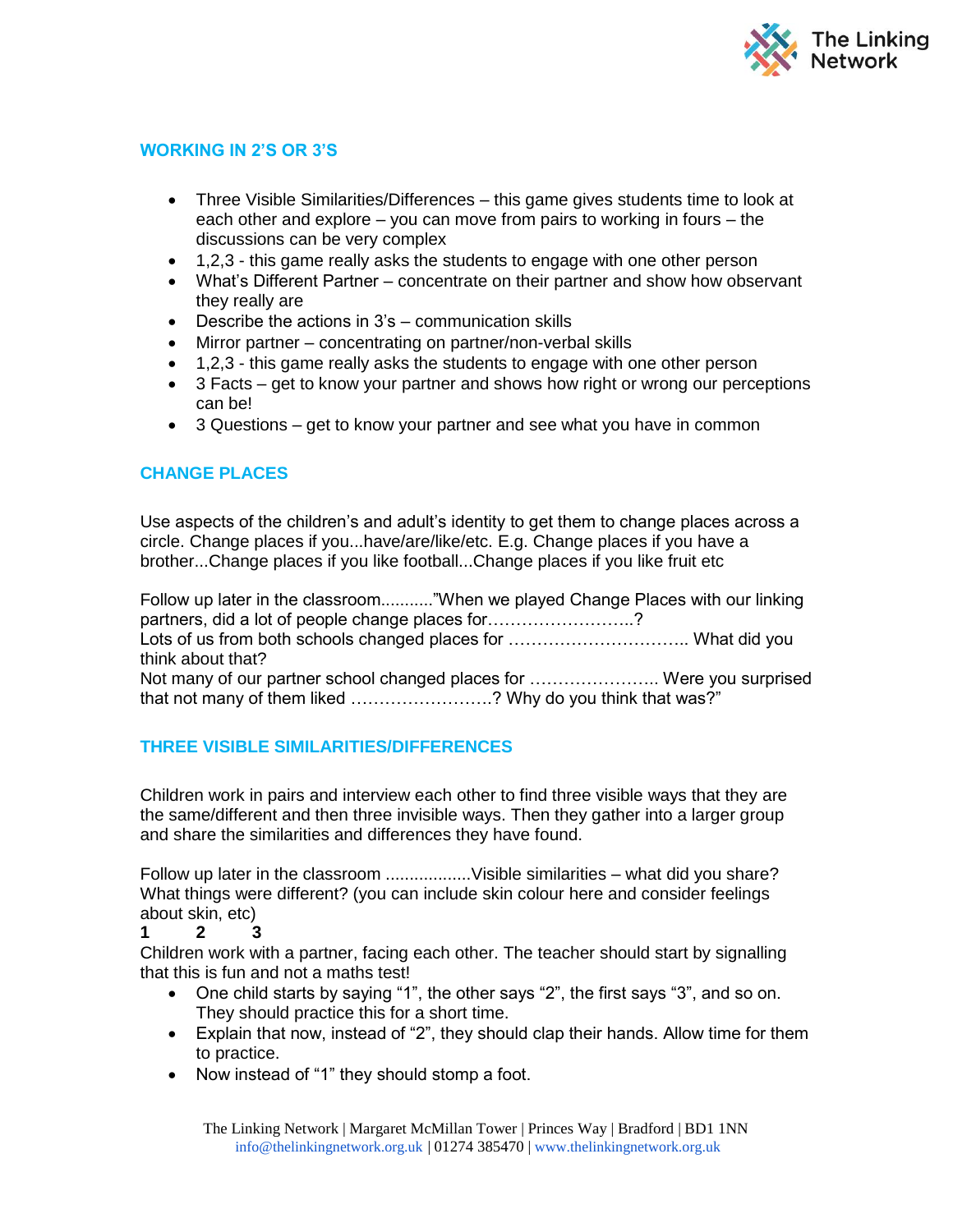## WORKING IN 2'S OR 3'S

- Three Visible Similarities/Differences – this game gives students time to look at each other and explore – you can move from pairs to working in fours – the discussions can be very complex
- 1,2,3 - this game really asks the students to engage with one other person
- What's Different Partner – concentrate on their partner and show how observant they really are
- Describe the actions in 3's – communication skills
- Mirror partner – concentrating on partner/non-verbal skills
- 1,2,3 - this game really asks the students to engage with one other person
- 3 Facts – get to know your partner and shows how right or wrong our perceptions can be!
- 3 Questions – get to know your partner and see what you have in common

## CHANGE PLACES

Use aspects of the children's and adult's identity to get them to change places across a circle. Change places if you...have/are/like/etc. E.g. Change places if you have a brother...Change places if you like football...Change places if you like fruit etc

Follow up later in the classroom..........."When we played Change Places with our linking partners, did a lot of people change places for……………………..?
Lots of us from both schools changed places for ………………………….. What did you think about that?
Not many of our partner school changed places for ………………….. Were you surprised that not many of them liked …………………….? Why do you think that was?"

## THREE VISIBLE SIMILARITIES/DIFFERENCES

Children work in pairs and interview each other to find three visible ways that they are the same/different and then three invisible ways. Then they gather into a larger group and share the similarities and differences they have found.

Follow up later in the classroom .................Visible similarities – what did you share? What things were different? (you can include skin colour here and consider feelings about skin, etc)

**1 2 3**

Children work with a partner, facing each other. The teacher should start by signalling that this is fun and not a maths test!

- One child starts by saying "1", the other says "2", the first says "3", and so on. They should practice this for a short time.
- Explain that now, instead of "2", they should clap their hands. Allow time for them to practice.
- Now instead of "1" they should stomp a foot.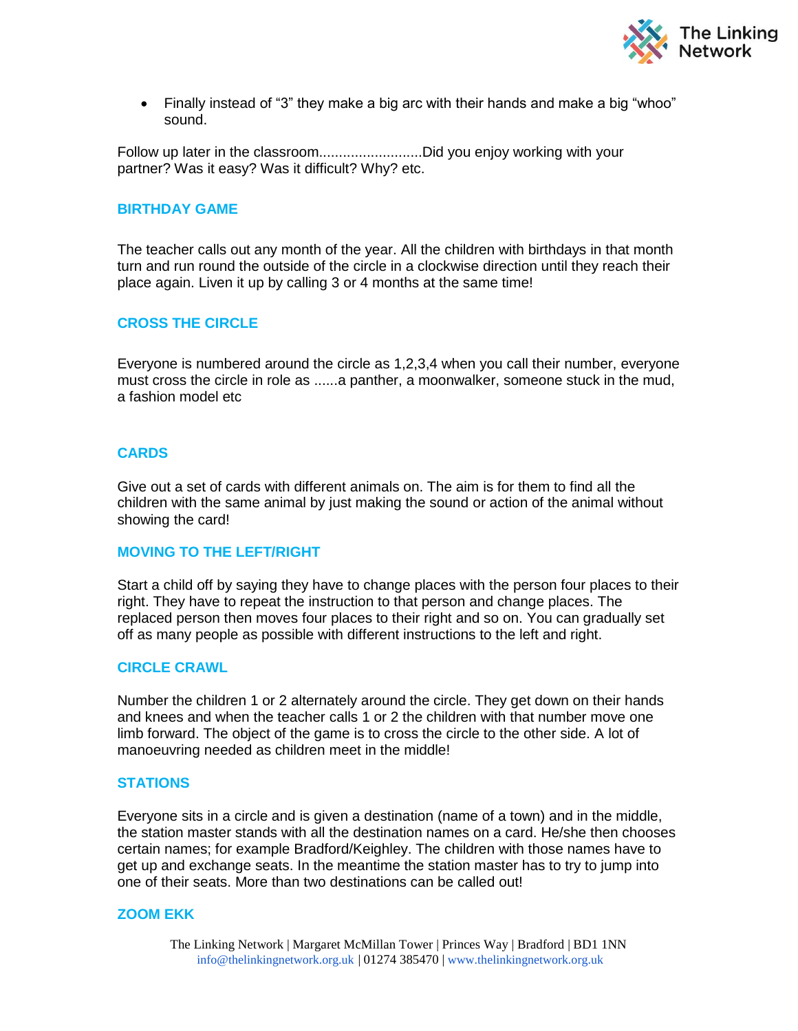- Finally instead of "3" they make a big arc with their hands and make a big "whoo" sound.

Follow up later in the classroom..........................Did you enjoy working with your partner? Was it easy? Was it difficult? Why? etc.

## BIRTHDAY GAME

The teacher calls out any month of the year. All the children with birthdays in that month turn and run round the outside of the circle in a clockwise direction until they reach their place again. Liven it up by calling 3 or 4 months at the same time!

## CROSS THE CIRCLE

Everyone is numbered around the circle as 1,2,3,4 when you call their number, everyone must cross the circle in role as ......a panther, a moonwalker, someone stuck in the mud, a fashion model etc

## CARDS

Give out a set of cards with different animals on. The aim is for them to find all the children with the same animal by just making the sound or action of the animal without showing the card!

## MOVING TO THE LEFT/RIGHT

Start a child off by saying they have to change places with the person four places to their right. They have to repeat the instruction to that person and change places. The replaced person then moves four places to their right and so on. You can gradually set off as many people as possible with different instructions to the left and right.

## CIRCLE CRAWL

Number the children 1 or 2 alternately around the circle. They get down on their hands and knees and when the teacher calls 1 or 2 the children with that number move one limb forward. The object of the game is to cross the circle to the other side. A lot of manoeuvring needed as children meet in the middle!

## STATIONS

Everyone sits in a circle and is given a destination (name of a town) and in the middle, the station master stands with all the destination names on a card. He/she then chooses certain names; for example Bradford/Keighley. The children with those names have to get up and exchange seats. In the meantime the station master has to try to jump into one of their seats. More than two destinations can be called out!

## ZOOM EKK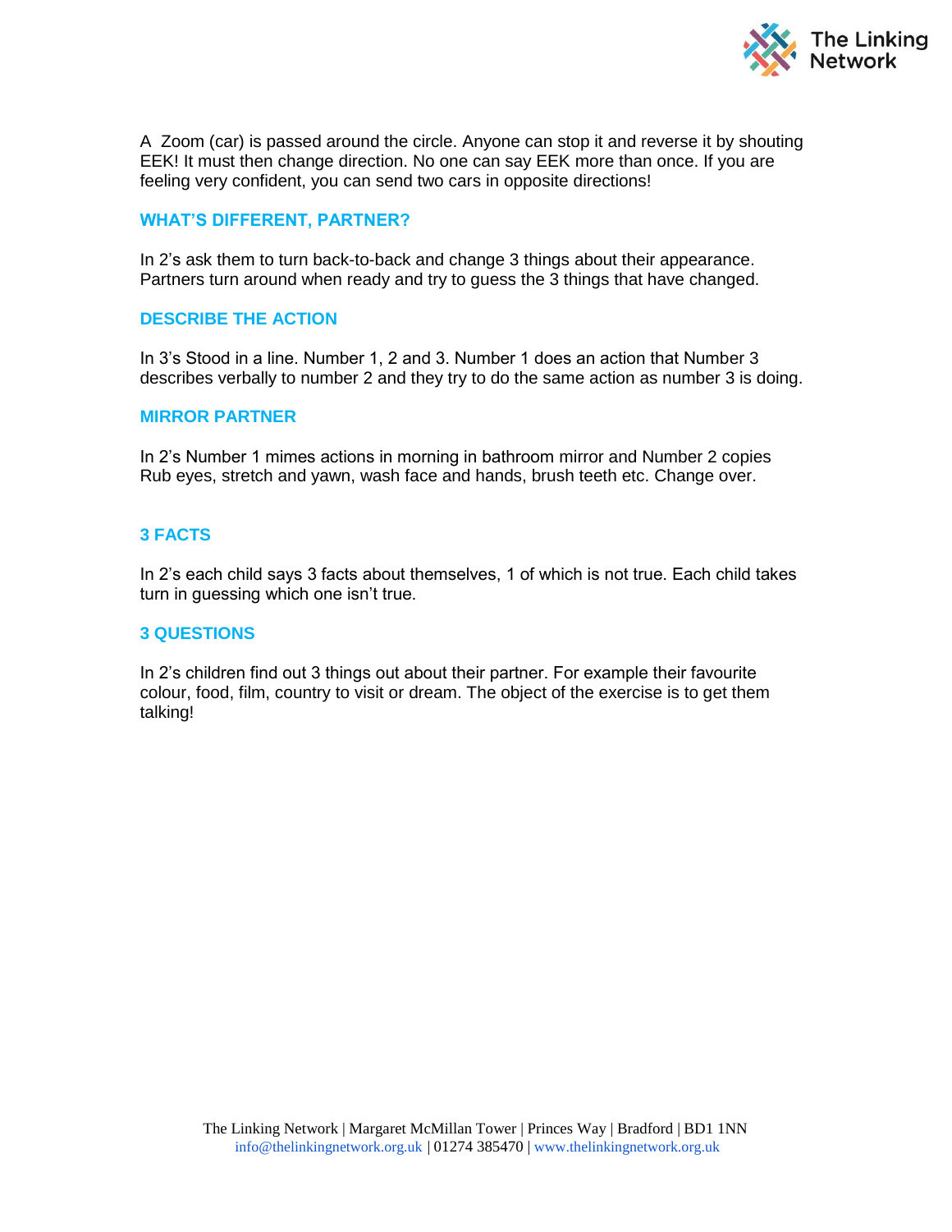A Zoom (car) is passed around the circle. Anyone can stop it and reverse it by shouting EEK! It must then change direction. No one can say EEK more than once. If you are feeling very confident, you can send two cars in opposite directions!

### WHAT'S DIFFERENT, PARTNER?

In 2's ask them to turn back-to-back and change 3 things about their appearance. Partners turn around when ready and try to guess the 3 things that have changed.

### DESCRIBE THE ACTION

In 3's Stood in a line. Number 1, 2 and 3. Number 1 does an action that Number 3 describes verbally to number 2 and they try to do the same action as number 3 is doing.

### MIRROR PARTNER

In 2's Number 1 mimes actions in morning in bathroom mirror and Number 2 copies Rub eyes, stretch and yawn, wash face and hands, brush teeth etc. Change over.

### 3 FACTS

In 2's each child says 3 facts about themselves, 1 of which is not true. Each child takes turn in guessing which one isn't true.

### 3 QUESTIONS

In 2's children find out 3 things out about their partner. For example their favourite colour, food, film, country to visit or dream. The object of the exercise is to get them talking!